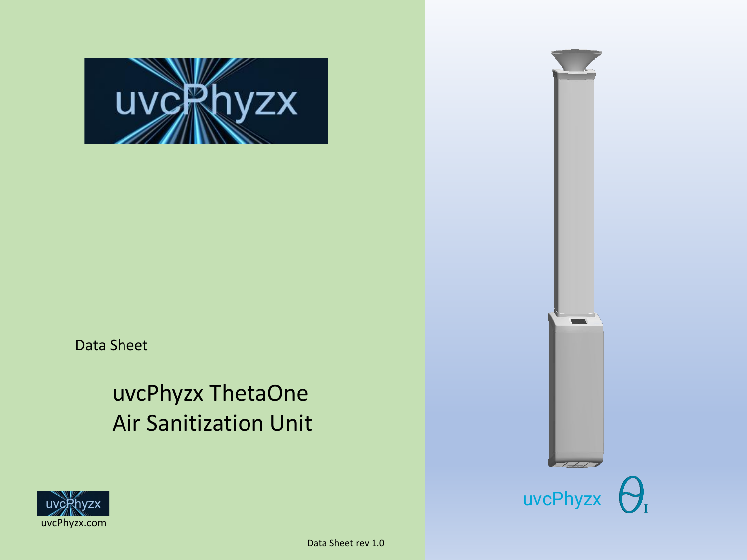uvcPhyzx

Data Sheet

# uvcPhyzx ThetaOne Air Sanitization Unit

uvcPhyzx

uvcPhyzx.com

Data Sheet rev 1.0

uvcPhyzx $\theta_I$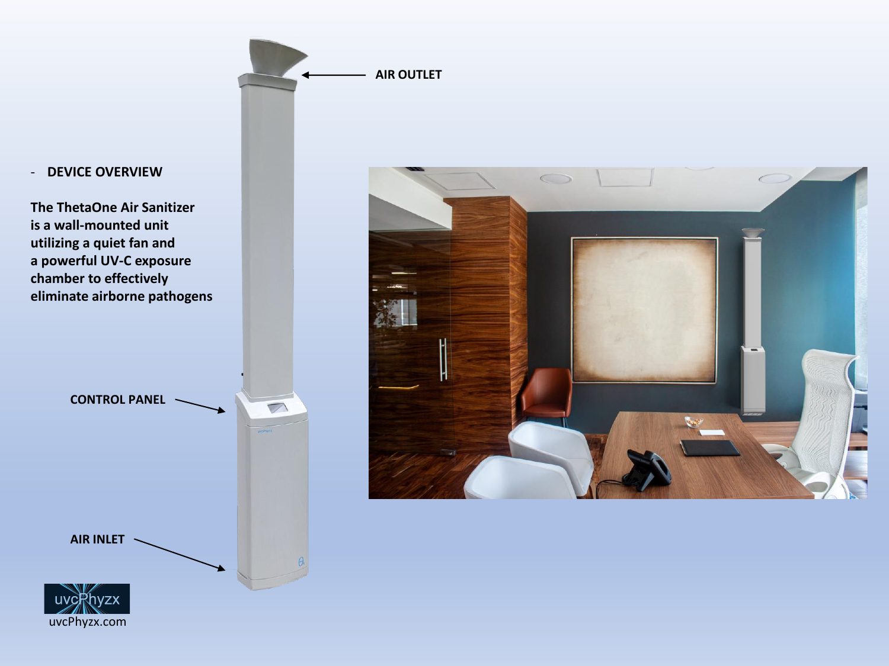- **DEVICE OVERVIEW**

**The ThetaOne Air Sanitizer is a wall-mounted unit utilizing a quiet fan and a powerful UV-C exposure chamber to effectively eliminate airborne pathogens**

**AIR OUTLET**

**CONTROL PANEL**

**AIR INLET**

uvcPhyzx

uvcPhyzx.com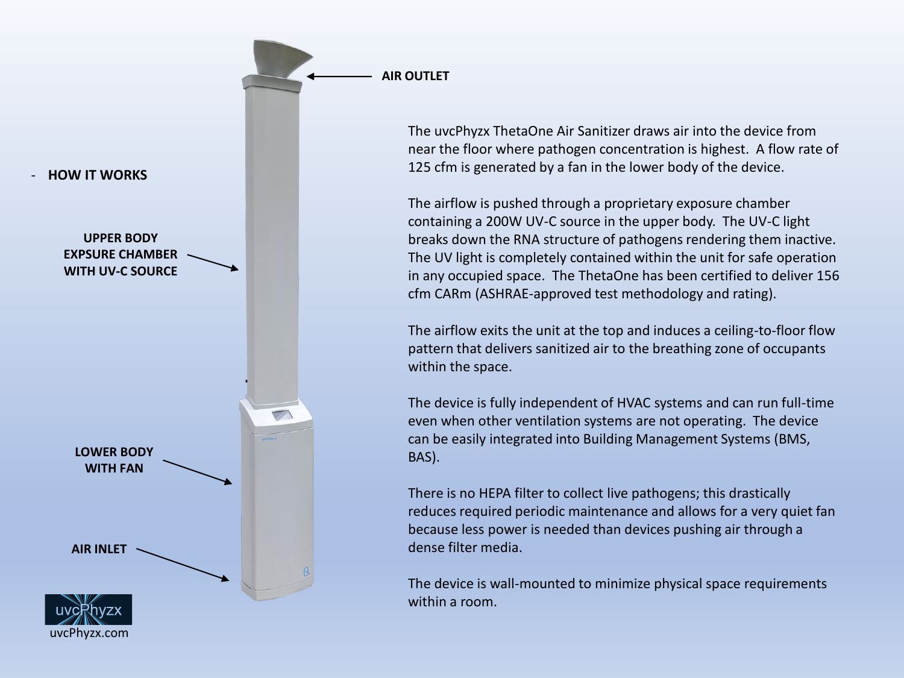- **HOW IT WORKS**

**AIR OUTLET**

**UPPER BODY EXPSURE CHAMBER WITH UV-C SOURCE**

**LOWER BODY WITH FAN**

**AIR INLET**

The uvcPhyzx ThetaOne Air Sanitizer draws air into the device from near the floor where pathogen concentration is highest. A flow rate of 125 cfm is generated by a fan in the lower body of the device.

The airflow is pushed through a proprietary exposure chamber containing a 200W UV-C source in the upper body. The UV-C light breaks down the RNA structure of pathogens rendering them inactive. The UV light is completely contained within the unit for safe operation in any occupied space. The ThetaOne has been certified to deliver 156 cfm CARm (ASHRAE-approved test methodology and rating).

The airflow exits the unit at the top and induces a ceiling-to-floor flow pattern that delivers sanitized air to the breathing zone of occupants within the space.

The device is fully independent of HVAC systems and can run full-time even when other ventilation systems are not operating. The device can be easily integrated into Building Management Systems (BMS, BAS).

There is no HEPA filter to collect live pathogens; this drastically reduces required periodic maintenance and allows for a very quiet fan because less power is needed than devices pushing air through a dense filter media.

The device is wall-mounted to minimize physical space requirements within a room.

uvcPhyzx

uvcPhyzx.com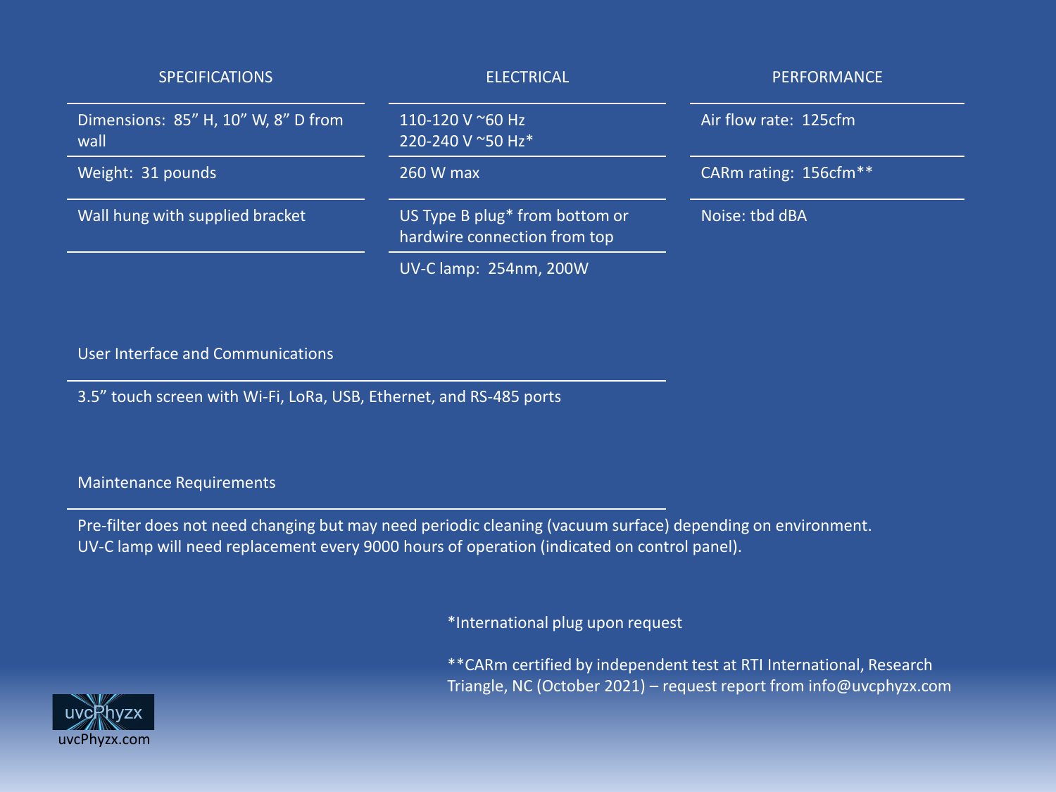| SPECIFICATIONS | ELECTRICAL | PERFORMANCE |
|---|---|---|
| Dimensions: 85” H, 10” W, 8” D from wall | 110-120 V ~60 Hz<br>220-240 V ~50 Hz* | Air flow rate: 125cfm |
| Weight: 31 pounds | 260 W max | CARm rating: 156cfm** |
| Wall hung with supplied bracket | US Type B plug* from bottom or hardwire connection from top | Noise: tbd dBA |
| | UV-C lamp: 254nm, 200W | |

### User Interface and Communications

3.5” touch screen with Wi-Fi, LoRa, USB, Ethernet, and RS-485 ports

### Maintenance Requirements

Pre-filter does not need changing but may need periodic cleaning (vacuum surface) depending on environment.
UV-C lamp will need replacement every 9000 hours of operation (indicated on control panel).

*International plug upon request

**CARm certified by independent test at RTI International, Research Triangle, NC (October 2021) – request report from info@uvcphyzx.com

uvcPhyzx

uvcPhyzx.com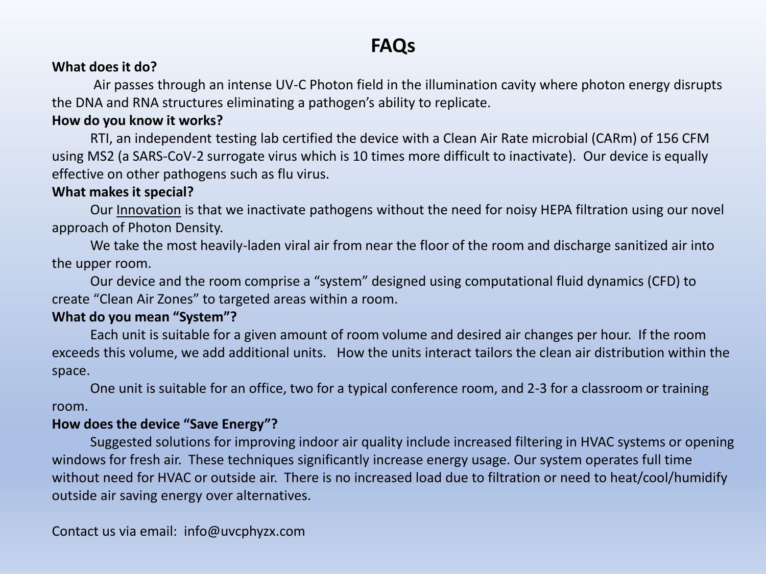# FAQs

**What does it do?**

Air passes through an intense UV-C Photon field in the illumination cavity where photon energy disrupts the DNA and RNA structures eliminating a pathogen's ability to replicate.

**How do you know it works?**

RTI, an independent testing lab certified the device with a Clean Air Rate microbial (CARm) of 156 CFM using MS2 (a SARS-CoV-2 surrogate virus which is 10 times more difficult to inactivate). Our device is equally effective on other pathogens such as flu virus.

**What makes it special?**

Our <u>Innovation</u> is that we inactivate pathogens without the need for noisy HEPA filtration using our novel approach of Photon Density.

We take the most heavily-laden viral air from near the floor of the room and discharge sanitized air into the upper room.

Our device and the room comprise a "system" designed using computational fluid dynamics (CFD) to create "Clean Air Zones" to targeted areas within a room.

**What do you mean "System"?**

Each unit is suitable for a given amount of room volume and desired air changes per hour. If the room exceeds this volume, we add additional units. How the units interact tailors the clean air distribution within the space.

One unit is suitable for an office, two for a typical conference room, and 2-3 for a classroom or training room.

**How does the device "Save Energy"?**

Suggested solutions for improving indoor air quality include increased filtering in HVAC systems or opening windows for fresh air. These techniques significantly increase energy usage. Our system operates full time without need for HVAC or outside air. There is no increased load due to filtration or need to heat/cool/humidify outside air saving energy over alternatives.

Contact us via email: info@uvcphyzx.com